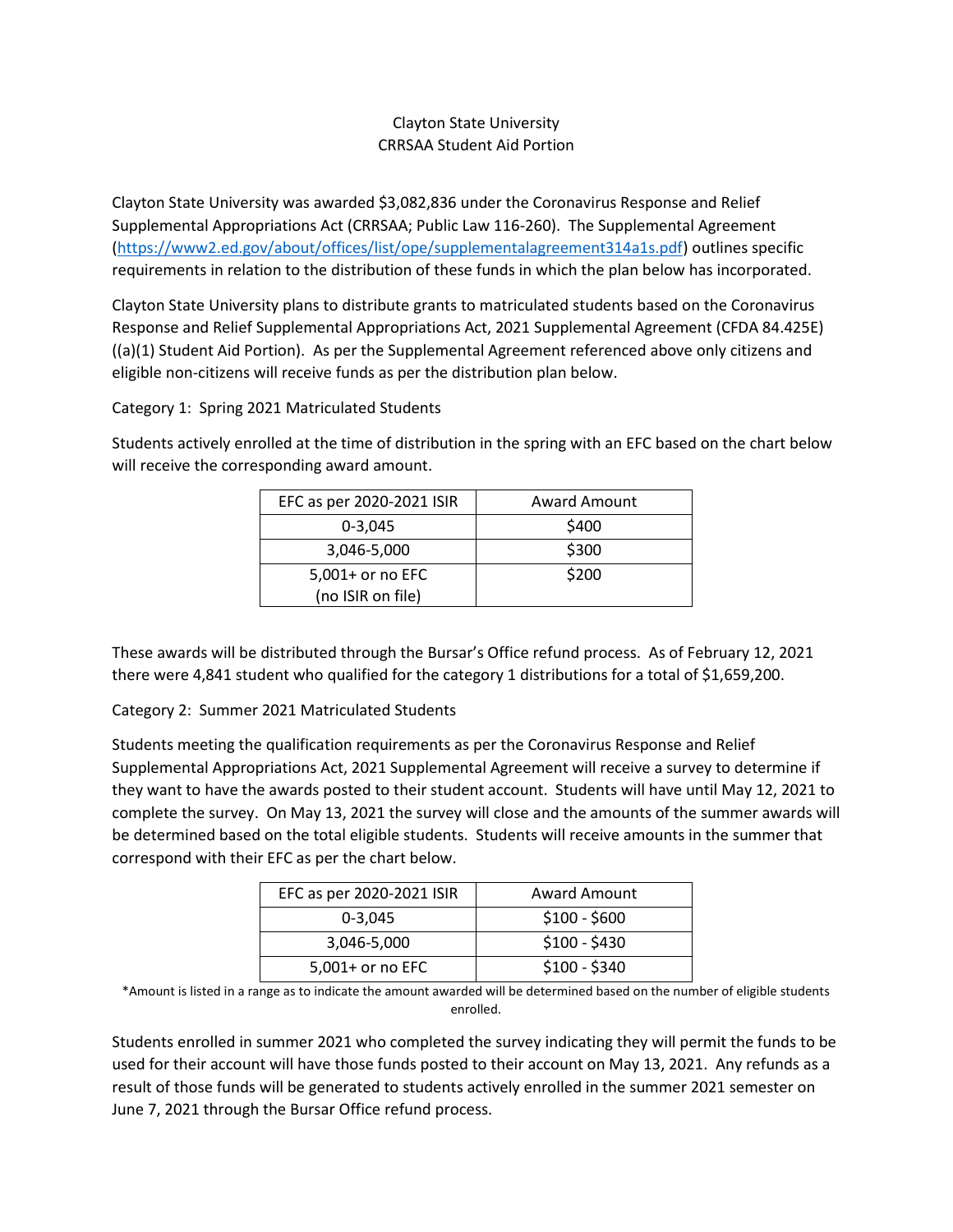# Clayton State University
## CRRSAA Student Aid Portion

Clayton State University was awarded $3,082,836 under the Coronavirus Response and Relief Supplemental Appropriations Act (CRRSAA; Public Law 116-260). The Supplemental Agreement (https://www2.ed.gov/about/offices/list/ope/supplementalagreement314a1s.pdf) outlines specific requirements in relation to the distribution of these funds in which the plan below has incorporated.

Clayton State University plans to distribute grants to matriculated students based on the Coronavirus Response and Relief Supplemental Appropriations Act, 2021 Supplemental Agreement (CFDA 84.425E) ((a)(1) Student Aid Portion). As per the Supplemental Agreement referenced above only citizens and eligible non-citizens will receive funds as per the distribution plan below.

Category 1: Spring 2021 Matriculated Students

Students actively enrolled at the time of distribution in the spring with an EFC based on the chart below will receive the corresponding award amount.

| EFC as per 2020-2021 ISIR | Award Amount |
|---|---|
| 0-3,045 | $400 |
| 3,046-5,000 | $300 |
| 5,001+ or no EFC (no ISIR on file) | $200 |

These awards will be distributed through the Bursar's Office refund process. As of February 12, 2021 there were 4,841 student who qualified for the category 1 distributions for a total of $1,659,200.

Category 2: Summer 2021 Matriculated Students

Students meeting the qualification requirements as per the Coronavirus Response and Relief Supplemental Appropriations Act, 2021 Supplemental Agreement will receive a survey to determine if they want to have the awards posted to their student account. Students will have until May 12, 2021 to complete the survey. On May 13, 2021 the survey will close and the amounts of the summer awards will be determined based on the total eligible students. Students will receive amounts in the summer that correspond with their EFC as per the chart below.

| EFC as per 2020-2021 ISIR | Award Amount |
|---|---|
| 0-3,045 | $100 - $600 |
| 3,046-5,000 | $100 - $430 |
| 5,001+ or no EFC | $100 - $340 |

*Amount is listed in a range as to indicate the amount awarded will be determined based on the number of eligible students enrolled.

Students enrolled in summer 2021 who completed the survey indicating they will permit the funds to be used for their account will have those funds posted to their account on May 13, 2021. Any refunds as a result of those funds will be generated to students actively enrolled in the summer 2021 semester on June 7, 2021 through the Bursar Office refund process.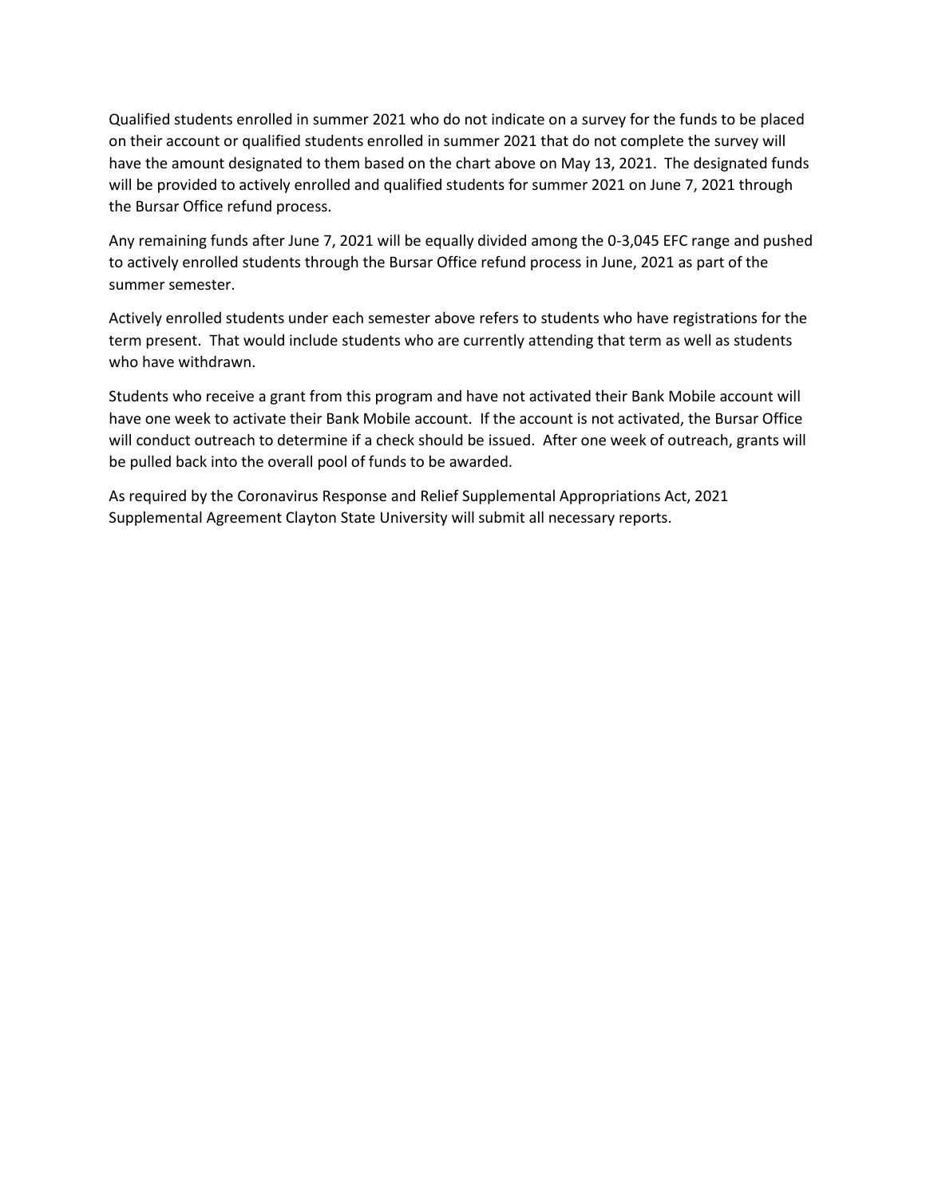Qualified students enrolled in summer 2021 who do not indicate on a survey for the funds to be placed on their account or qualified students enrolled in summer 2021 that do not complete the survey will have the amount designated to them based on the chart above on May 13, 2021. The designated funds will be provided to actively enrolled and qualified students for summer 2021 on June 7, 2021 through the Bursar Office refund process.

Any remaining funds after June 7, 2021 will be equally divided among the 0-3,045 EFC range and pushed to actively enrolled students through the Bursar Office refund process in June, 2021 as part of the summer semester.

Actively enrolled students under each semester above refers to students who have registrations for the term present. That would include students who are currently attending that term as well as students who have withdrawn.

Students who receive a grant from this program and have not activated their Bank Mobile account will have one week to activate their Bank Mobile account. If the account is not activated, the Bursar Office will conduct outreach to determine if a check should be issued. After one week of outreach, grants will be pulled back into the overall pool of funds to be awarded.

As required by the Coronavirus Response and Relief Supplemental Appropriations Act, 2021 Supplemental Agreement Clayton State University will submit all necessary reports.